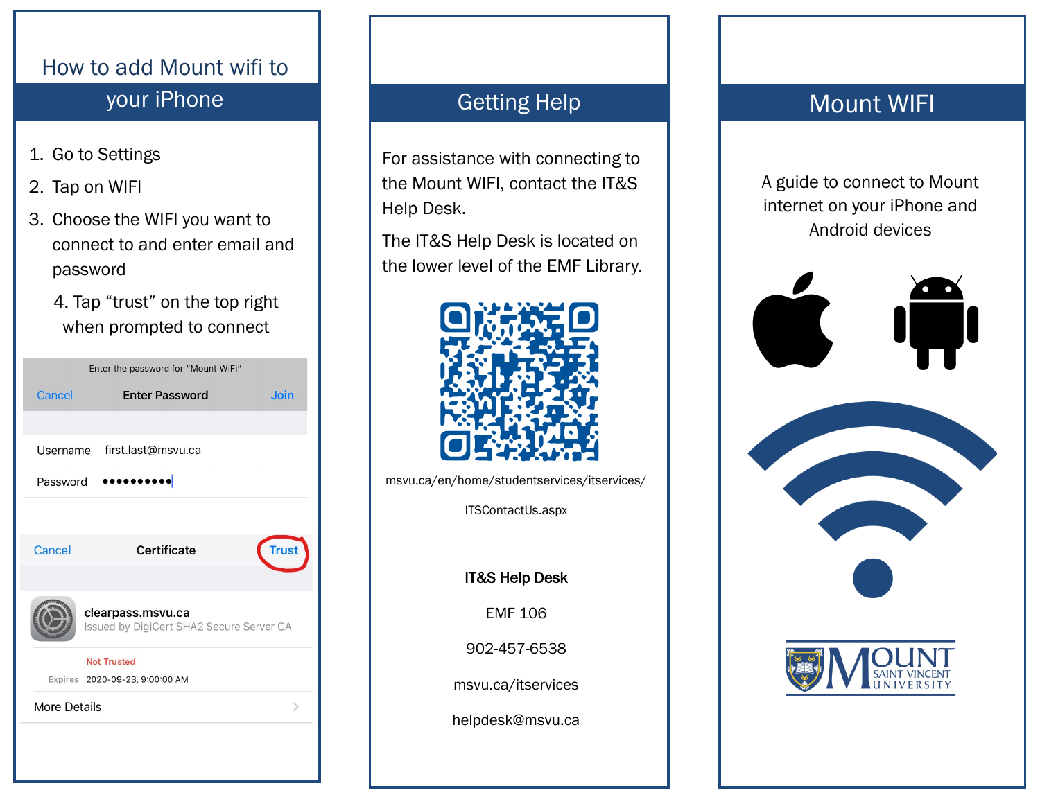## How to add Mount wifi to your iPhone

1. Go to Settings
2. Tap on WIFI
3. Choose the WIFI you want to connect to and enter email and password
4. Tap "trust" on the top right when prompted to connect

Enter the password for "Mount WiFi"

Cancel **Enter Password** Join

Username first.last@msvu.ca

Password ••••••••••

Cancel **Certificate** Trust

**clearpass.msvu.ca**
Issued by DigiCert SHA2 Secure Server CA

Not Trusted

Expires 2020-09-23, 9:00:00 AM

More Details

## Getting Help

For assistance with connecting to the Mount WIFI, contact the IT&S Help Desk.

The IT&S Help Desk is located on the lower level of the EMF Library.

msvu.ca/en/home/studentservices/itservices/ITSContactUs.aspx

**IT&S Help Desk**

EMF 106

902-457-6538

msvu.ca/itservices

helpdesk@msvu.ca

## Mount WIFI

A guide to connect to Mount internet on your iPhone and Android devices

MOUNT SAINT VINCENT UNIVERSITY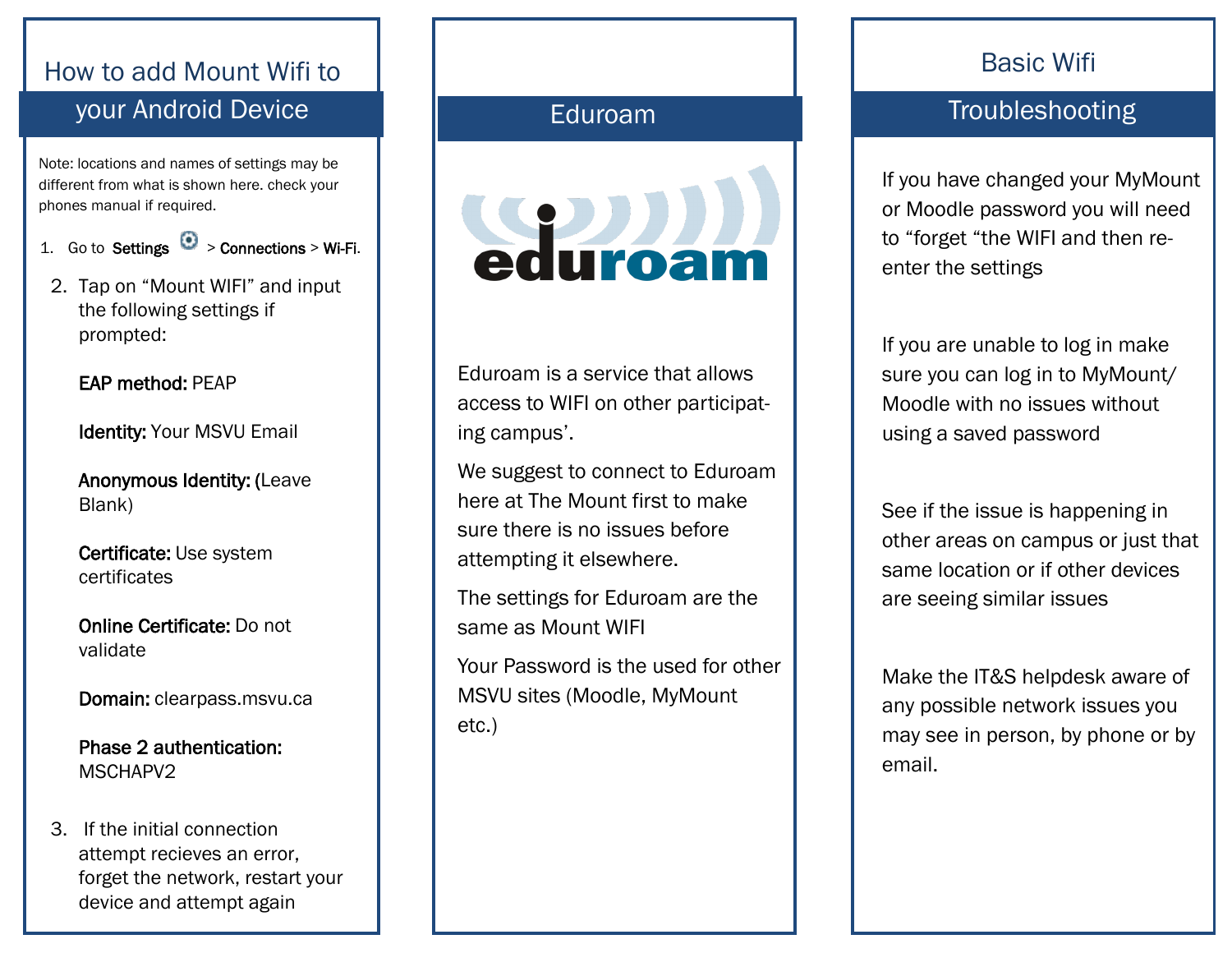## How to add Mount Wifi to your Android Device

Note: locations and names of settings may be different from what is shown here. check your phones manual if required.

1. Go to **Settings** > **Connections** > **Wi-Fi**.
2. Tap on “Mount WIFI” and input the following settings if prompted:

   **EAP method:** PEAP

   **Identity:** Your MSVU Email

   **Anonymous Identity:** (Leave Blank)

   **Certificate:** Use system certificates

   **Online Certificate:** Do not validate

   **Domain:** clearpass.msvu.ca

   **Phase 2 authentication:** MSCHAPV2

3. If the initial connection attempt recieves an error, forget the network, restart your device and attempt again

## Eduroam

eduroam

Eduroam is a service that allows access to WIFI on other participating campus’.

We suggest to connect to Eduroam here at The Mount first to make sure there is no issues before attempting it elsewhere.

The settings for Eduroam are the same as Mount WIFI

Your Password is the used for other MSVU sites (Moodle, MyMount etc.)

## Basic Wifi Troubleshooting

If you have changed your MyMount or Moodle password you will need to “forget “the WIFI and then re-enter the settings

If you are unable to log in make sure you can log in to MyMount/ Moodle with no issues without using a saved password

See if the issue is happening in other areas on campus or just that same location or if other devices are seeing similar issues

Make the IT&S helpdesk aware of any possible network issues you may see in person, by phone or by email.